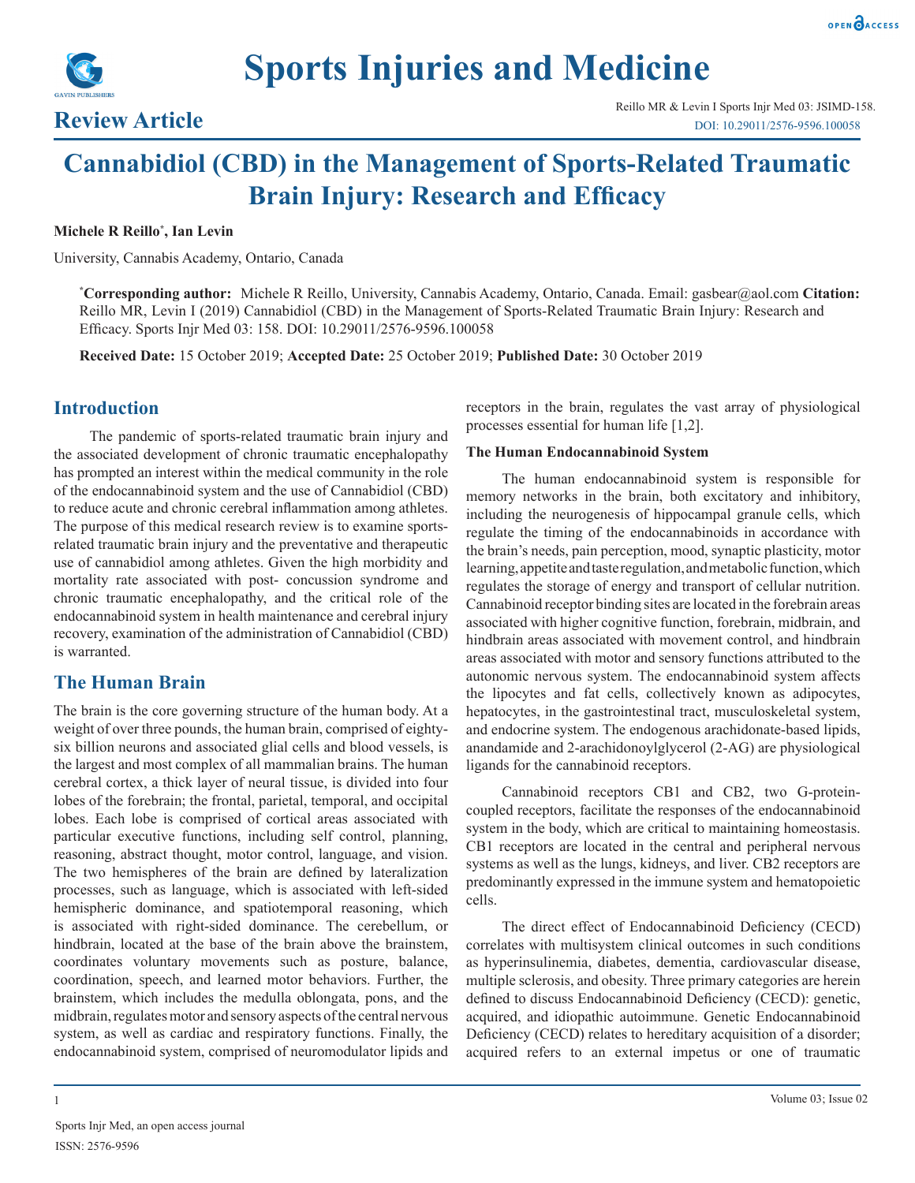# Sports Injuries and Medicine

**Review Article**

Reillo MR & Levin I Sports Injr Med 03: JSIMD-158.
DOI: 10.29011/2576-9596.100058

# Cannabidiol (CBD) in the Management of Sports-Related Traumatic Brain Injury: Research and Efficacy

**Michele R Reillo*, Ian Levin**

University, Cannabis Academy, Ontario, Canada

***Corresponding author:** Michele R Reillo, University, Cannabis Academy, Ontario, Canada. Email: gasbear@aol.com **Citation:** Reillo MR, Levin I (2019) Cannabidiol (CBD) in the Management of Sports-Related Traumatic Brain Injury: Research and Efficacy. Sports Injr Med 03: 158. DOI: 10.29011/2576-9596.100058

**Received Date:** 15 October 2019; **Accepted Date:** 25 October 2019; **Published Date:** 30 October 2019

## Introduction

The pandemic of sports-related traumatic brain injury and the associated development of chronic traumatic encephalopathy has prompted an interest within the medical community in the role of the endocannabinoid system and the use of Cannabidiol (CBD) to reduce acute and chronic cerebral inflammation among athletes. The purpose of this medical research review is to examine sports-related traumatic brain injury and the preventative and therapeutic use of cannabidiol among athletes. Given the high morbidity and mortality rate associated with post- concussion syndrome and chronic traumatic encephalopathy, and the critical role of the endocannabinoid system in health maintenance and cerebral injury recovery, examination of the administration of Cannabidiol (CBD) is warranted.

## The Human Brain

The brain is the core governing structure of the human body. At a weight of over three pounds, the human brain, comprised of eighty-six billion neurons and associated glial cells and blood vessels, is the largest and most complex of all mammalian brains. The human cerebral cortex, a thick layer of neural tissue, is divided into four lobes of the forebrain; the frontal, parietal, temporal, and occipital lobes. Each lobe is comprised of cortical areas associated with particular executive functions, including self control, planning, reasoning, abstract thought, motor control, language, and vision. The two hemispheres of the brain are defined by lateralization processes, such as language, which is associated with left-sided hemispheric dominance, and spatiotemporal reasoning, which is associated with right-sided dominance. The cerebellum, or hindbrain, located at the base of the brain above the brainstem, coordinates voluntary movements such as posture, balance, coordination, speech, and learned motor behaviors. Further, the brainstem, which includes the medulla oblongata, pons, and the midbrain, regulates motor and sensory aspects of the central nervous system, as well as cardiac and respiratory functions. Finally, the endocannabinoid system, comprised of neuromodulator lipids and receptors in the brain, regulates the vast array of physiological processes essential for human life [1,2].

### The Human Endocannabinoid System

The human endocannabinoid system is responsible for memory networks in the brain, both excitatory and inhibitory, including the neurogenesis of hippocampal granule cells, which regulate the timing of the endocannabinoids in accordance with the brain's needs, pain perception, mood, synaptic plasticity, motor learning, appetite and taste regulation, and metabolic function, which regulates the storage of energy and transport of cellular nutrition. Cannabinoid receptor binding sites are located in the forebrain areas associated with higher cognitive function, forebrain, midbrain, and hindbrain areas associated with movement control, and hindbrain areas associated with motor and sensory functions attributed to the autonomic nervous system. The endocannabinoid system affects the lipocytes and fat cells, collectively known as adipocytes, hepatocytes, in the gastrointestinal tract, musculoskeletal system, and endocrine system. The endogenous arachidonate-based lipids, anandamide and 2-arachidonoylglycerol (2-AG) are physiological ligands for the cannabinoid receptors.

Cannabinoid receptors CB1 and CB2, two G-protein-coupled receptors, facilitate the responses of the endocannabinoid system in the body, which are critical to maintaining homeostasis. CB1 receptors are located in the central and peripheral nervous systems as well as the lungs, kidneys, and liver. CB2 receptors are predominantly expressed in the immune system and hematopoietic cells.

The direct effect of Endocannabinoid Deficiency (CECD) correlates with multisystem clinical outcomes in such conditions as hyperinsulinemia, diabetes, dementia, cardiovascular disease, multiple sclerosis, and obesity. Three primary categories are herein defined to discuss Endocannabinoid Deficiency (CECD): genetic, acquired, and idiopathic autoimmune. Genetic Endocannabinoid Deficiency (CECD) relates to hereditary acquisition of a disorder; acquired refers to an external impetus or one of traumatic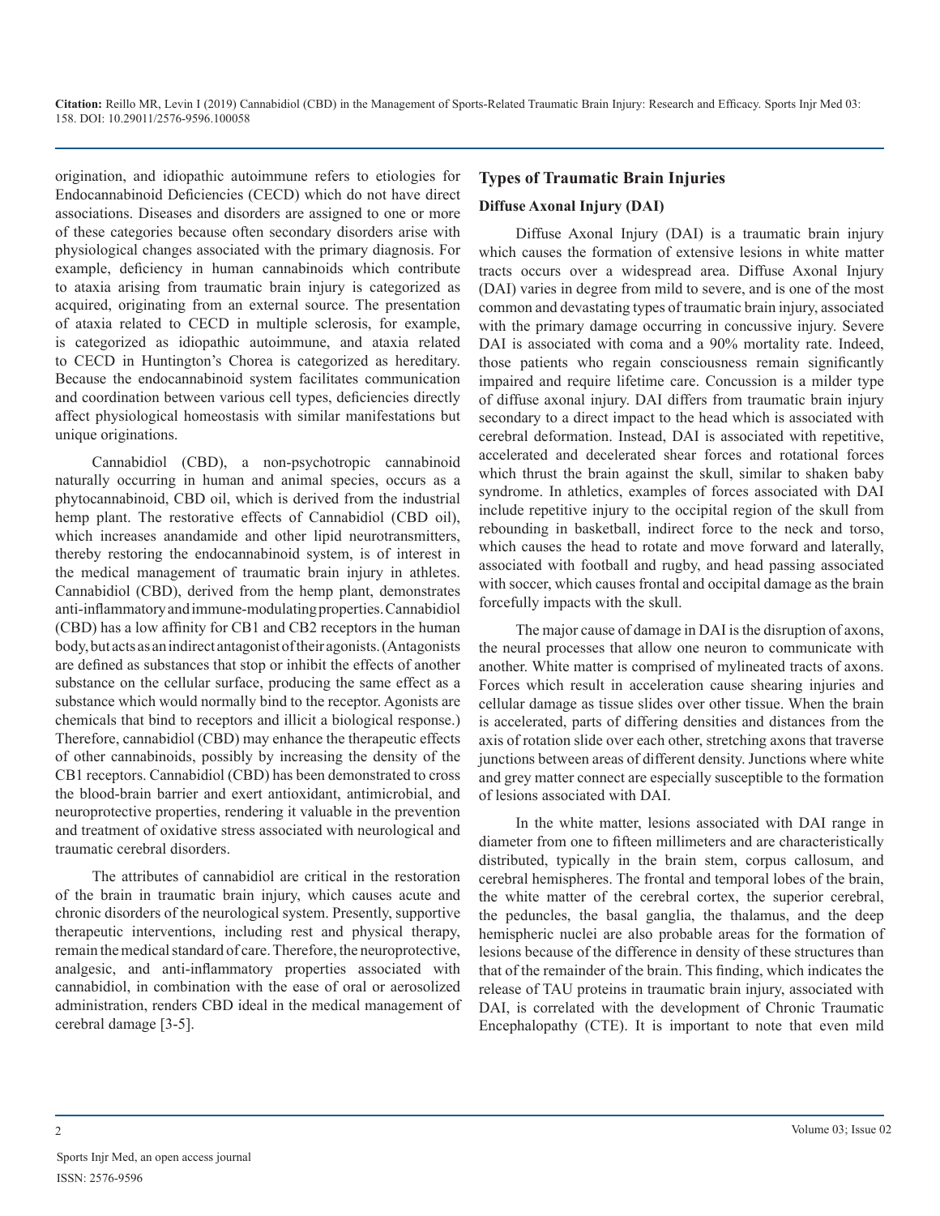origination, and idiopathic autoimmune refers to etiologies for Endocannabinoid Deficiencies (CECD) which do not have direct associations. Diseases and disorders are assigned to one or more of these categories because often secondary disorders arise with physiological changes associated with the primary diagnosis. For example, deficiency in human cannabinoids which contribute to ataxia arising from traumatic brain injury is categorized as acquired, originating from an external source. The presentation of ataxia related to CECD in multiple sclerosis, for example, is categorized as idiopathic autoimmune, and ataxia related to CECD in Huntington's Chorea is categorized as hereditary. Because the endocannabinoid system facilitates communication and coordination between various cell types, deficiencies directly affect physiological homeostasis with similar manifestations but unique originations.

Cannabidiol (CBD), a non-psychotropic cannabinoid naturally occurring in human and animal species, occurs as a phytocannabinoid, CBD oil, which is derived from the industrial hemp plant. The restorative effects of Cannabidiol (CBD oil), which increases anandamide and other lipid neurotransmitters, thereby restoring the endocannabinoid system, is of interest in the medical management of traumatic brain injury in athletes. Cannabidiol (CBD), derived from the hemp plant, demonstrates anti-inflammatory and immune-modulating properties. Cannabidiol (CBD) has a low affinity for CB1 and CB2 receptors in the human body, but acts as an indirect antagonist of their agonists. (Antagonists are defined as substances that stop or inhibit the effects of another substance on the cellular surface, producing the same effect as a substance which would normally bind to the receptor. Agonists are chemicals that bind to receptors and illicit a biological response.) Therefore, cannabidiol (CBD) may enhance the therapeutic effects of other cannabinoids, possibly by increasing the density of the CB1 receptors. Cannabidiol (CBD) has been demonstrated to cross the blood-brain barrier and exert antioxidant, antimicrobial, and neuroprotective properties, rendering it valuable in the prevention and treatment of oxidative stress associated with neurological and traumatic cerebral disorders.

The attributes of cannabidiol are critical in the restoration of the brain in traumatic brain injury, which causes acute and chronic disorders of the neurological system. Presently, supportive therapeutic interventions, including rest and physical therapy, remain the medical standard of care. Therefore, the neuroprotective, analgesic, and anti-inflammatory properties associated with cannabidiol, in combination with the ease of oral or aerosolized administration, renders CBD ideal in the medical management of cerebral damage [3-5].

## Types of Traumatic Brain Injuries

### Diffuse Axonal Injury (DAI)

Diffuse Axonal Injury (DAI) is a traumatic brain injury which causes the formation of extensive lesions in white matter tracts occurs over a widespread area. Diffuse Axonal Injury (DAI) varies in degree from mild to severe, and is one of the most common and devastating types of traumatic brain injury, associated with the primary damage occurring in concussive injury. Severe DAI is associated with coma and a 90% mortality rate. Indeed, those patients who regain consciousness remain significantly impaired and require lifetime care. Concussion is a milder type of diffuse axonal injury. DAI differs from traumatic brain injury secondary to a direct impact to the head which is associated with cerebral deformation. Instead, DAI is associated with repetitive, accelerated and decelerated shear forces and rotational forces which thrust the brain against the skull, similar to shaken baby syndrome. In athletics, examples of forces associated with DAI include repetitive injury to the occipital region of the skull from rebounding in basketball, indirect force to the neck and torso, which causes the head to rotate and move forward and laterally, associated with football and rugby, and head passing associated with soccer, which causes frontal and occipital damage as the brain forcefully impacts with the skull.

The major cause of damage in DAI is the disruption of axons, the neural processes that allow one neuron to communicate with another. White matter is comprised of mylineated tracts of axons. Forces which result in acceleration cause shearing injuries and cellular damage as tissue slides over other tissue. When the brain is accelerated, parts of differing densities and distances from the axis of rotation slide over each other, stretching axons that traverse junctions between areas of different density. Junctions where white and grey matter connect are especially susceptible to the formation of lesions associated with DAI.

In the white matter, lesions associated with DAI range in diameter from one to fifteen millimeters and are characteristically distributed, typically in the brain stem, corpus callosum, and cerebral hemispheres. The frontal and temporal lobes of the brain, the white matter of the cerebral cortex, the superior cerebral, the peduncles, the basal ganglia, the thalamus, and the deep hemispheric nuclei are also probable areas for the formation of lesions because of the difference in density of these structures than that of the remainder of the brain. This finding, which indicates the release of TAU proteins in traumatic brain injury, associated with DAI, is correlated with the development of Chronic Traumatic Encephalopathy (CTE). It is important to note that even mild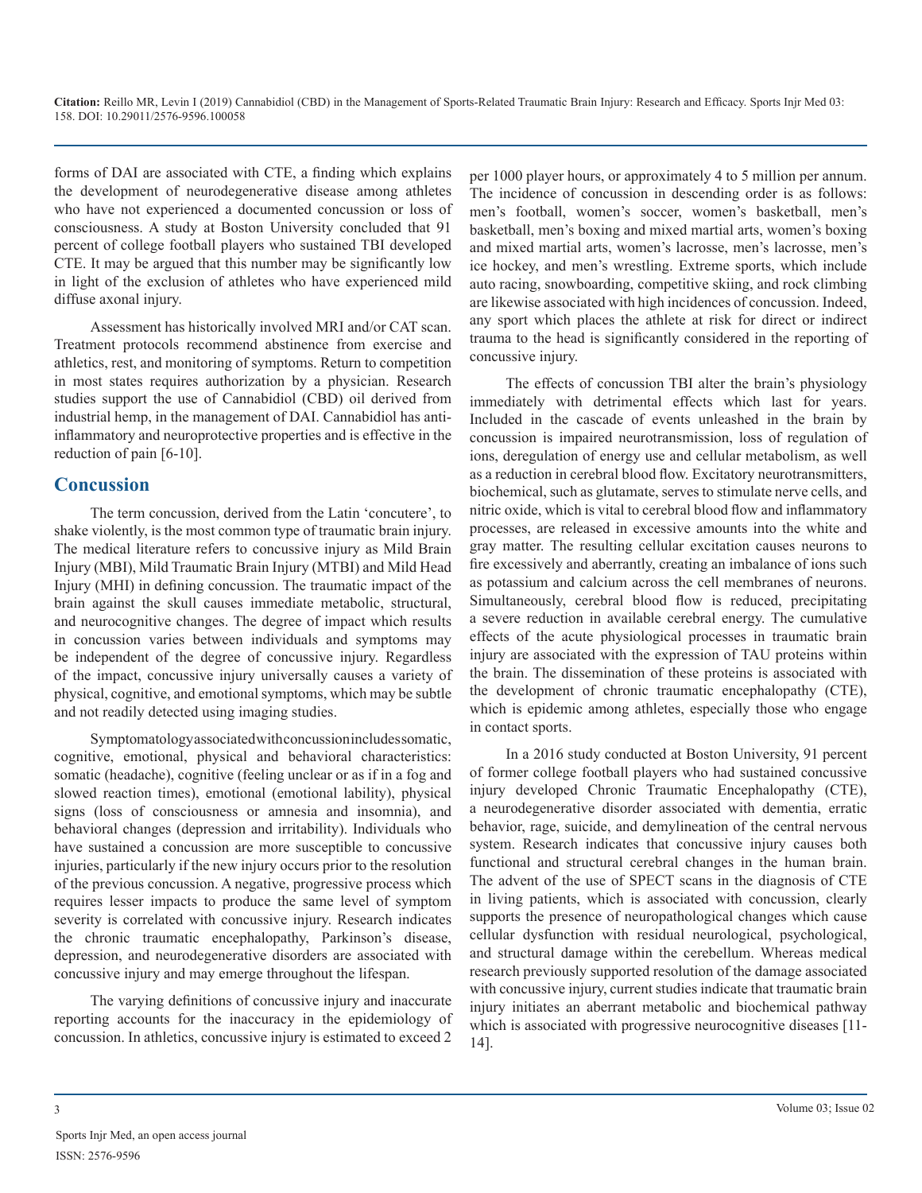forms of DAI are associated with CTE, a finding which explains the development of neurodegenerative disease among athletes who have not experienced a documented concussion or loss of consciousness. A study at Boston University concluded that 91 percent of college football players who sustained TBI developed CTE. It may be argued that this number may be significantly low in light of the exclusion of athletes who have experienced mild diffuse axonal injury.

Assessment has historically involved MRI and/or CAT scan. Treatment protocols recommend abstinence from exercise and athletics, rest, and monitoring of symptoms. Return to competition in most states requires authorization by a physician. Research studies support the use of Cannabidiol (CBD) oil derived from industrial hemp, in the management of DAI. Cannabidiol has anti-inflammatory and neuroprotective properties and is effective in the reduction of pain [6-10].

## Concussion

The term concussion, derived from the Latin 'concutere', to shake violently, is the most common type of traumatic brain injury. The medical literature refers to concussive injury as Mild Brain Injury (MBI), Mild Traumatic Brain Injury (MTBI) and Mild Head Injury (MHI) in defining concussion. The traumatic impact of the brain against the skull causes immediate metabolic, structural, and neurocognitive changes. The degree of impact which results in concussion varies between individuals and symptoms may be independent of the degree of concussive injury. Regardless of the impact, concussive injury universally causes a variety of physical, cognitive, and emotional symptoms, which may be subtle and not readily detected using imaging studies.

Symptomatology associated with concussion includes somatic, cognitive, emotional, physical and behavioral characteristics: somatic (headache), cognitive (feeling unclear or as if in a fog and slowed reaction times), emotional (emotional lability), physical signs (loss of consciousness or amnesia and insomnia), and behavioral changes (depression and irritability). Individuals who have sustained a concussion are more susceptible to concussive injuries, particularly if the new injury occurs prior to the resolution of the previous concussion. A negative, progressive process which requires lesser impacts to produce the same level of symptom severity is correlated with concussive injury. Research indicates the chronic traumatic encephalopathy, Parkinson's disease, depression, and neurodegenerative disorders are associated with concussive injury and may emerge throughout the lifespan.

The varying definitions of concussive injury and inaccurate reporting accounts for the inaccuracy in the epidemiology of concussion. In athletics, concussive injury is estimated to exceed 2 per 1000 player hours, or approximately 4 to 5 million per annum. The incidence of concussion in descending order is as follows: men's football, women's soccer, women's basketball, men's basketball, men's boxing and mixed martial arts, women's boxing and mixed martial arts, women's lacrosse, men's lacrosse, men's ice hockey, and men's wrestling. Extreme sports, which include auto racing, snowboarding, competitive skiing, and rock climbing are likewise associated with high incidences of concussion. Indeed, any sport which places the athlete at risk for direct or indirect trauma to the head is significantly considered in the reporting of concussive injury.

The effects of concussion TBI alter the brain's physiology immediately with detrimental effects which last for years. Included in the cascade of events unleashed in the brain by concussion is impaired neurotransmission, loss of regulation of ions, deregulation of energy use and cellular metabolism, as well as a reduction in cerebral blood flow. Excitatory neurotransmitters, biochemical, such as glutamate, serves to stimulate nerve cells, and nitric oxide, which is vital to cerebral blood flow and inflammatory processes, are released in excessive amounts into the white and gray matter. The resulting cellular excitation causes neurons to fire excessively and aberrantly, creating an imbalance of ions such as potassium and calcium across the cell membranes of neurons. Simultaneously, cerebral blood flow is reduced, precipitating a severe reduction in available cerebral energy. The cumulative effects of the acute physiological processes in traumatic brain injury are associated with the expression of TAU proteins within the brain. The dissemination of these proteins is associated with the development of chronic traumatic encephalopathy (CTE), which is epidemic among athletes, especially those who engage in contact sports.

In a 2016 study conducted at Boston University, 91 percent of former college football players who had sustained concussive injury developed Chronic Traumatic Encephalopathy (CTE), a neurodegenerative disorder associated with dementia, erratic behavior, rage, suicide, and demylineation of the central nervous system. Research indicates that concussive injury causes both functional and structural cerebral changes in the human brain. The advent of the use of SPECT scans in the diagnosis of CTE in living patients, which is associated with concussion, clearly supports the presence of neuropathological changes which cause cellular dysfunction with residual neurological, psychological, and structural damage within the cerebellum. Whereas medical research previously supported resolution of the damage associated with concussive injury, current studies indicate that traumatic brain injury initiates an aberrant metabolic and biochemical pathway which is associated with progressive neurocognitive diseases [11-14].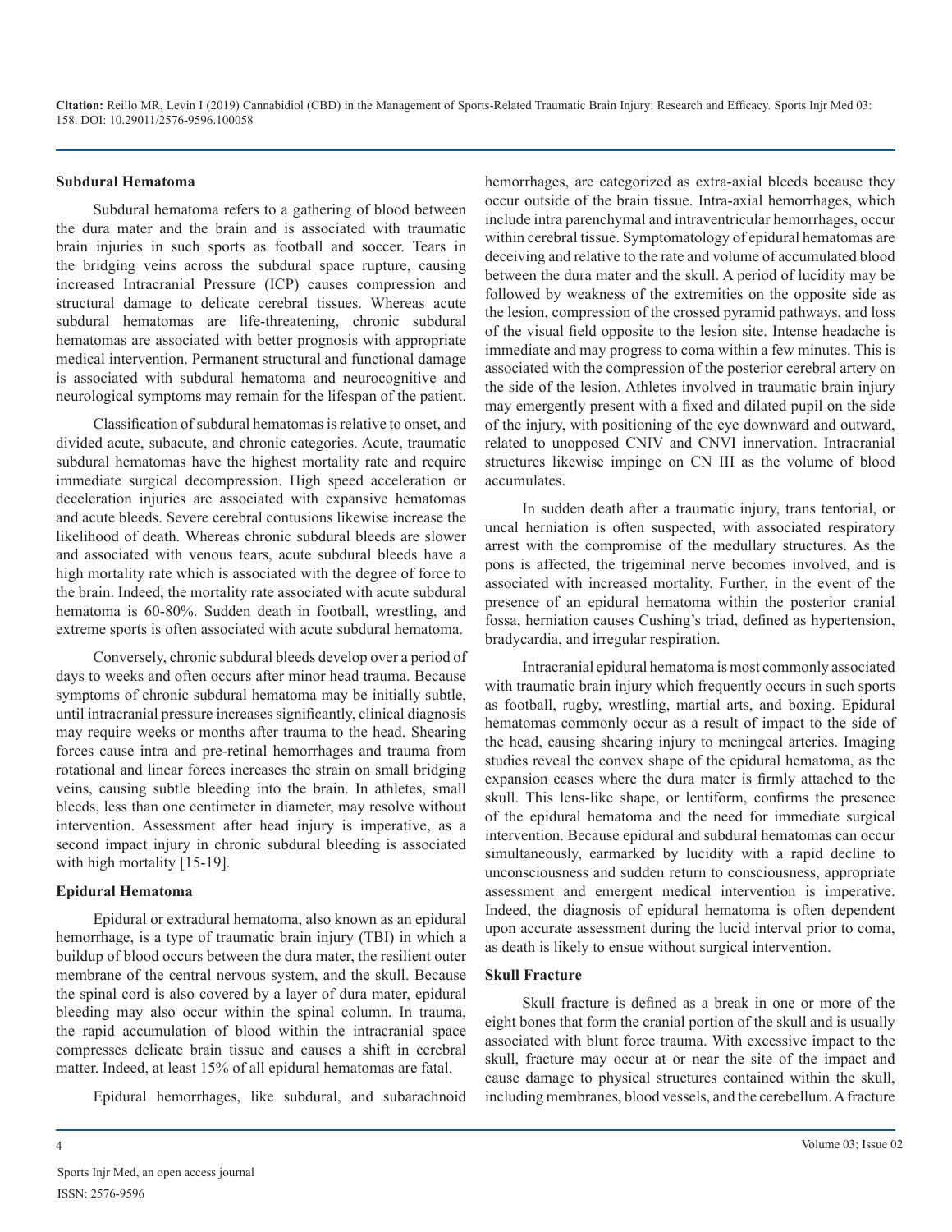### Subdural Hematoma

Subdural hematoma refers to a gathering of blood between the dura mater and the brain and is associated with traumatic brain injuries in such sports as football and soccer. Tears in the bridging veins across the subdural space rupture, causing increased Intracranial Pressure (ICP) causes compression and structural damage to delicate cerebral tissues. Whereas acute subdural hematomas are life-threatening, chronic subdural hematomas are associated with better prognosis with appropriate medical intervention. Permanent structural and functional damage is associated with subdural hematoma and neurocognitive and neurological symptoms may remain for the lifespan of the patient.

Classification of subdural hematomas is relative to onset, and divided acute, subacute, and chronic categories. Acute, traumatic subdural hematomas have the highest mortality rate and require immediate surgical decompression. High speed acceleration or deceleration injuries are associated with expansive hematomas and acute bleeds. Severe cerebral contusions likewise increase the likelihood of death. Whereas chronic subdural bleeds are slower and associated with venous tears, acute subdural bleeds have a high mortality rate which is associated with the degree of force to the brain. Indeed, the mortality rate associated with acute subdural hematoma is 60-80%. Sudden death in football, wrestling, and extreme sports is often associated with acute subdural hematoma.

Conversely, chronic subdural bleeds develop over a period of days to weeks and often occurs after minor head trauma. Because symptoms of chronic subdural hematoma may be initially subtle, until intracranial pressure increases significantly, clinical diagnosis may require weeks or months after trauma to the head. Shearing forces cause intra and pre-retinal hemorrhages and trauma from rotational and linear forces increases the strain on small bridging veins, causing subtle bleeding into the brain. In athletes, small bleeds, less than one centimeter in diameter, may resolve without intervention. Assessment after head injury is imperative, as a second impact injury in chronic subdural bleeding is associated with high mortality [15-19].

### Epidural Hematoma

Epidural or extradural hematoma, also known as an epidural hemorrhage, is a type of traumatic brain injury (TBI) in which a buildup of blood occurs between the dura mater, the resilient outer membrane of the central nervous system, and the skull. Because the spinal cord is also covered by a layer of dura mater, epidural bleeding may also occur within the spinal column. In trauma, the rapid accumulation of blood within the intracranial space compresses delicate brain tissue and causes a shift in cerebral matter. Indeed, at least 15% of all epidural hematomas are fatal.

Epidural hemorrhages, like subdural, and subarachnoid hemorrhages, are categorized as extra-axial bleeds because they occur outside of the brain tissue. Intra-axial hemorrhages, which include intra parenchymal and intraventricular hemorrhages, occur within cerebral tissue. Symptomatology of epidural hematomas are deceiving and relative to the rate and volume of accumulated blood between the dura mater and the skull. A period of lucidity may be followed by weakness of the extremities on the opposite side as the lesion, compression of the crossed pyramid pathways, and loss of the visual field opposite to the lesion site. Intense headache is immediate and may progress to coma within a few minutes. This is associated with the compression of the posterior cerebral artery on the side of the lesion. Athletes involved in traumatic brain injury may emergently present with a fixed and dilated pupil on the side of the injury, with positioning of the eye downward and outward, related to unopposed CNIV and CNVI innervation. Intracranial structures likewise impinge on CN III as the volume of blood accumulates.

In sudden death after a traumatic injury, trans tentorial, or uncal herniation is often suspected, with associated respiratory arrest with the compromise of the medullary structures. As the pons is affected, the trigeminal nerve becomes involved, and is associated with increased mortality. Further, in the event of the presence of an epidural hematoma within the posterior cranial fossa, herniation causes Cushing's triad, defined as hypertension, bradycardia, and irregular respiration.

Intracranial epidural hematoma is most commonly associated with traumatic brain injury which frequently occurs in such sports as football, rugby, wrestling, martial arts, and boxing. Epidural hematomas commonly occur as a result of impact to the side of the head, causing shearing injury to meningeal arteries. Imaging studies reveal the convex shape of the epidural hematoma, as the expansion ceases where the dura mater is firmly attached to the skull. This lens-like shape, or lentiform, confirms the presence of the epidural hematoma and the need for immediate surgical intervention. Because epidural and subdural hematomas can occur simultaneously, earmarked by lucidity with a rapid decline to unconsciousness and sudden return to consciousness, appropriate assessment and emergent medical intervention is imperative. Indeed, the diagnosis of epidural hematoma is often dependent upon accurate assessment during the lucid interval prior to coma, as death is likely to ensue without surgical intervention.

### Skull Fracture

Skull fracture is defined as a break in one or more of the eight bones that form the cranial portion of the skull and is usually associated with blunt force trauma. With excessive impact to the skull, fracture may occur at or near the site of the impact and cause damage to physical structures contained within the skull, including membranes, blood vessels, and the cerebellum. A fracture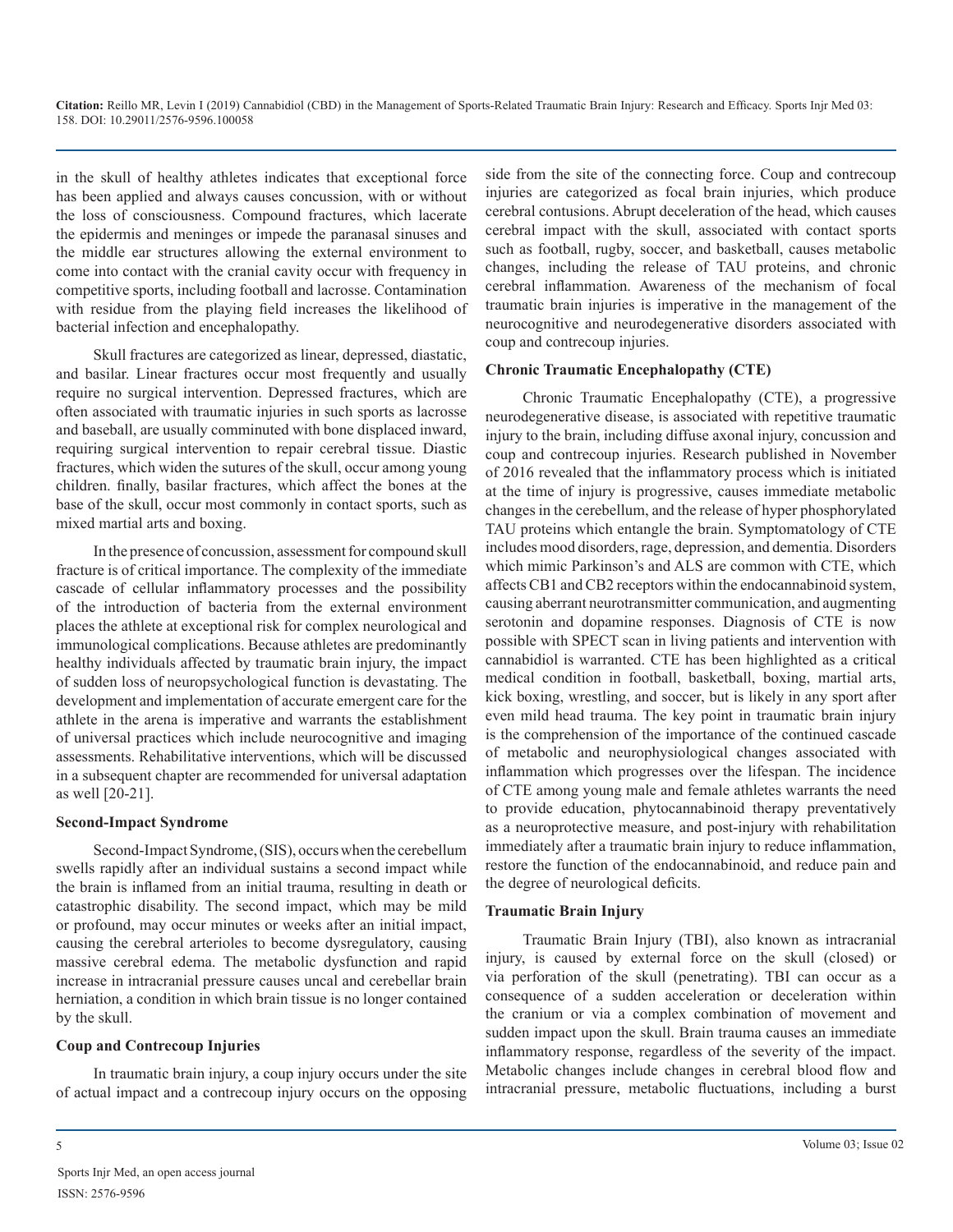in the skull of healthy athletes indicates that exceptional force has been applied and always causes concussion, with or without the loss of consciousness. Compound fractures, which lacerate the epidermis and meninges or impede the paranasal sinuses and the middle ear structures allowing the external environment to come into contact with the cranial cavity occur with frequency in competitive sports, including football and lacrosse. Contamination with residue from the playing field increases the likelihood of bacterial infection and encephalopathy.

Skull fractures are categorized as linear, depressed, diastatic, and basilar. Linear fractures occur most frequently and usually require no surgical intervention. Depressed fractures, which are often associated with traumatic injuries in such sports as lacrosse and baseball, are usually comminuted with bone displaced inward, requiring surgical intervention to repair cerebral tissue. Diastic fractures, which widen the sutures of the skull, occur among young children. finally, basilar fractures, which affect the bones at the base of the skull, occur most commonly in contact sports, such as mixed martial arts and boxing.

In the presence of concussion, assessment for compound skull fracture is of critical importance. The complexity of the immediate cascade of cellular inflammatory processes and the possibility of the introduction of bacteria from the external environment places the athlete at exceptional risk for complex neurological and immunological complications. Because athletes are predominantly healthy individuals affected by traumatic brain injury, the impact of sudden loss of neuropsychological function is devastating. The development and implementation of accurate emergent care for the athlete in the arena is imperative and warrants the establishment of universal practices which include neurocognitive and imaging assessments. Rehabilitative interventions, which will be discussed in a subsequent chapter are recommended for universal adaptation as well [20-21].

### Second-Impact Syndrome

Second-Impact Syndrome, (SIS), occurs when the cerebellum swells rapidly after an individual sustains a second impact while the brain is inflamed from an initial trauma, resulting in death or catastrophic disability. The second impact, which may be mild or profound, may occur minutes or weeks after an initial impact, causing the cerebral arterioles to become dysregulatory, causing massive cerebral edema. The metabolic dysfunction and rapid increase in intracranial pressure causes uncal and cerebellar brain herniation, a condition in which brain tissue is no longer contained by the skull.

### Coup and Contrecoup Injuries

In traumatic brain injury, a coup injury occurs under the site of actual impact and a contrecoup injury occurs on the opposing side from the site of the connecting force. Coup and contrecoup injuries are categorized as focal brain injuries, which produce cerebral contusions. Abrupt deceleration of the head, which causes cerebral impact with the skull, associated with contact sports such as football, rugby, soccer, and basketball, causes metabolic changes, including the release of TAU proteins, and chronic cerebral inflammation. Awareness of the mechanism of focal traumatic brain injuries is imperative in the management of the neurocognitive and neurodegenerative disorders associated with coup and contrecoup injuries.

### Chronic Traumatic Encephalopathy (CTE)

Chronic Traumatic Encephalopathy (CTE), a progressive neurodegenerative disease, is associated with repetitive traumatic injury to the brain, including diffuse axonal injury, concussion and coup and contrecoup injuries. Research published in November of 2016 revealed that the inflammatory process which is initiated at the time of injury is progressive, causes immediate metabolic changes in the cerebellum, and the release of hyper phosphorylated TAU proteins which entangle the brain. Symptomatology of CTE includes mood disorders, rage, depression, and dementia. Disorders which mimic Parkinson's and ALS are common with CTE, which affects CB1 and CB2 receptors within the endocannabinoid system, causing aberrant neurotransmitter communication, and augmenting serotonin and dopamine responses. Diagnosis of CTE is now possible with SPECT scan in living patients and intervention with cannabidiol is warranted. CTE has been highlighted as a critical medical condition in football, basketball, boxing, martial arts, kick boxing, wrestling, and soccer, but is likely in any sport after even mild head trauma. The key point in traumatic brain injury is the comprehension of the importance of the continued cascade of metabolic and neurophysiological changes associated with inflammation which progresses over the lifespan. The incidence of CTE among young male and female athletes warrants the need to provide education, phytocannabinoid therapy preventatively as a neuroprotective measure, and post-injury with rehabilitation immediately after a traumatic brain injury to reduce inflammation, restore the function of the endocannabinoid, and reduce pain and the degree of neurological deficits.

### Traumatic Brain Injury

Traumatic Brain Injury (TBI), also known as intracranial injury, is caused by external force on the skull (closed) or via perforation of the skull (penetrating). TBI can occur as a consequence of a sudden acceleration or deceleration within the cranium or via a complex combination of movement and sudden impact upon the skull. Brain trauma causes an immediate inflammatory response, regardless of the severity of the impact. Metabolic changes include changes in cerebral blood flow and intracranial pressure, metabolic fluctuations, including a burst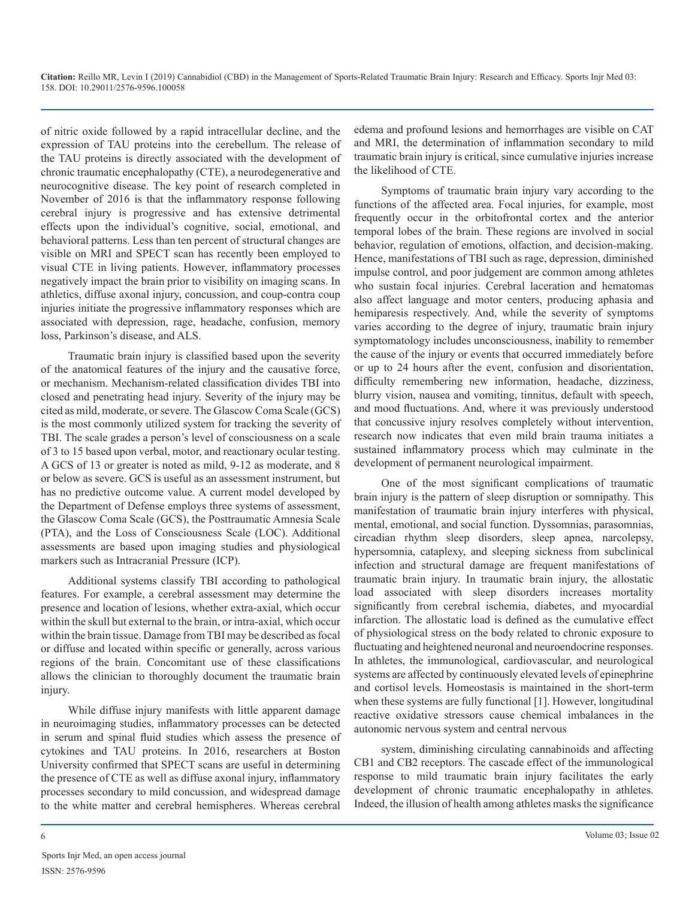of nitric oxide followed by a rapid intracellular decline, and the expression of TAU proteins into the cerebellum. The release of the TAU proteins is directly associated with the development of chronic traumatic encephalopathy (CTE), a neurodegenerative and neurocognitive disease. The key point of research completed in November of 2016 is that the inflammatory response following cerebral injury is progressive and has extensive detrimental effects upon the individual's cognitive, social, emotional, and behavioral patterns. Less than ten percent of structural changes are visible on MRI and SPECT scan has recently been employed to visual CTE in living patients. However, inflammatory processes negatively impact the brain prior to visibility on imaging scans. In athletics, diffuse axonal injury, concussion, and coup-contra coup injuries initiate the progressive inflammatory responses which are associated with depression, rage, headache, confusion, memory loss, Parkinson's disease, and ALS.

Traumatic brain injury is classified based upon the severity of the anatomical features of the injury and the causative force, or mechanism. Mechanism-related classification divides TBI into closed and penetrating head injury. Severity of the injury may be cited as mild, moderate, or severe. The Glascow Coma Scale (GCS) is the most commonly utilized system for tracking the severity of TBI. The scale grades a person's level of consciousness on a scale of 3 to 15 based upon verbal, motor, and reactionary ocular testing. A GCS of 13 or greater is noted as mild, 9-12 as moderate, and 8 or below as severe. GCS is useful as an assessment instrument, but has no predictive outcome value. A current model developed by the Department of Defense employs three systems of assessment, the Glascow Coma Scale (GCS), the Posttraumatic Amnesia Scale (PTA), and the Loss of Consciousness Scale (LOC). Additional assessments are based upon imaging studies and physiological markers such as Intracranial Pressure (ICP).

Additional systems classify TBI according to pathological features. For example, a cerebral assessment may determine the presence and location of lesions, whether extra-axial, which occur within the skull but external to the brain, or intra-axial, which occur within the brain tissue. Damage from TBI may be described as focal or diffuse and located within specific or generally, across various regions of the brain. Concomitant use of these classifications allows the clinician to thoroughly document the traumatic brain injury.

While diffuse injury manifests with little apparent damage in neuroimaging studies, inflammatory processes can be detected in serum and spinal fluid studies which assess the presence of cytokines and TAU proteins. In 2016, researchers at Boston University confirmed that SPECT scans are useful in determining the presence of CTE as well as diffuse axonal injury, inflammatory processes secondary to mild concussion, and widespread damage to the white matter and cerebral hemispheres. Whereas cerebral edema and profound lesions and hemorrhages are visible on CAT and MRI, the determination of inflammation secondary to mild traumatic brain injury is critical, since cumulative injuries increase the likelihood of CTE.

Symptoms of traumatic brain injury vary according to the functions of the affected area. Focal injuries, for example, most frequently occur in the orbitofrontal cortex and the anterior temporal lobes of the brain. These regions are involved in social behavior, regulation of emotions, olfaction, and decision-making. Hence, manifestations of TBI such as rage, depression, diminished impulse control, and poor judgement are common among athletes who sustain focal injuries. Cerebral laceration and hematomas also affect language and motor centers, producing aphasia and hemiparesis respectively. And, while the severity of symptoms varies according to the degree of injury, traumatic brain injury symptomatology includes unconsciousness, inability to remember the cause of the injury or events that occurred immediately before or up to 24 hours after the event, confusion and disorientation, difficulty remembering new information, headache, dizziness, blurry vision, nausea and vomiting, tinnitus, default with speech, and mood fluctuations. And, where it was previously understood that concussive injury resolves completely without intervention, research now indicates that even mild brain trauma initiates a sustained inflammatory process which may culminate in the development of permanent neurological impairment.

One of the most significant complications of traumatic brain injury is the pattern of sleep disruption or somnipathy. This manifestation of traumatic brain injury interferes with physical, mental, emotional, and social function. Dyssomnias, parasomnias, circadian rhythm sleep disorders, sleep apnea, narcolepsy, hypersomnia, cataplexy, and sleeping sickness from subclinical infection and structural damage are frequent manifestations of traumatic brain injury. In traumatic brain injury, the allostatic load associated with sleep disorders increases mortality significantly from cerebral ischemia, diabetes, and myocardial infarction. The allostatic load is defined as the cumulative effect of physiological stress on the body related to chronic exposure to fluctuating and heightened neuronal and neuroendocrine responses. In athletes, the immunological, cardiovascular, and neurological systems are affected by continuously elevated levels of epinephrine and cortisol levels. Homeostasis is maintained in the short-term when these systems are fully functional [1]. However, longitudinal reactive oxidative stressors cause chemical imbalances in the autonomic nervous system and central nervous system, diminishing circulating cannabinoids and affecting CB1 and CB2 receptors. The cascade effect of the immunological response to mild traumatic brain injury facilitates the early development of chronic traumatic encephalopathy in athletes. Indeed, the illusion of health among athletes masks the significance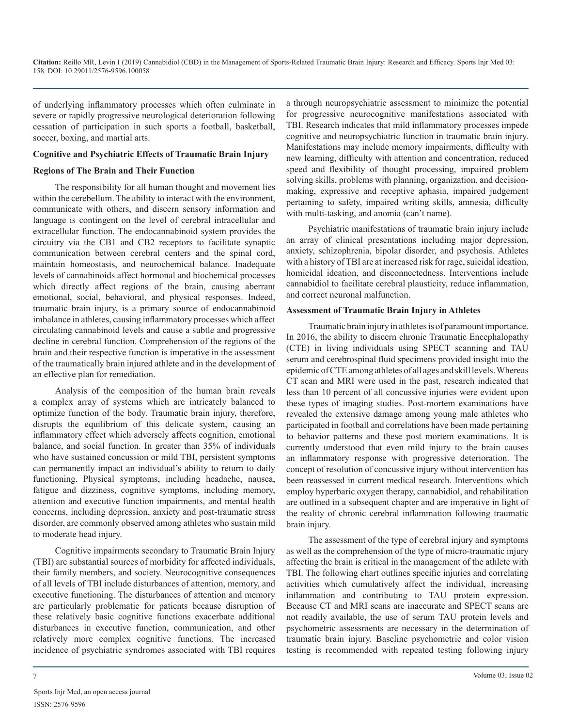of underlying inflammatory processes which often culminate in severe or rapidly progressive neurological deterioration following cessation of participation in such sports a football, basketball, soccer, boxing, and martial arts.

## Cognitive and Psychiatric Effects of Traumatic Brain Injury

### Regions of The Brain and Their Function

The responsibility for all human thought and movement lies within the cerebellum. The ability to interact with the environment, communicate with others, and discern sensory information and language is contingent on the level of cerebral intracellular and extracellular function. The endocannabinoid system provides the circuitry via the CB1 and CB2 receptors to facilitate synaptic communication between cerebral centers and the spinal cord, maintain homeostasis, and neurochemical balance. Inadequate levels of cannabinoids affect hormonal and biochemical processes which directly affect regions of the brain, causing aberrant emotional, social, behavioral, and physical responses. Indeed, traumatic brain injury, is a primary source of endocannabinoid imbalance in athletes, causing inflammatory processes which affect circulating cannabinoid levels and cause a subtle and progressive decline in cerebral function. Comprehension of the regions of the brain and their respective function is imperative in the assessment of the traumatically brain injured athlete and in the development of an effective plan for remediation.

Analysis of the composition of the human brain reveals a complex array of systems which are intricately balanced to optimize function of the body. Traumatic brain injury, therefore, disrupts the equilibrium of this delicate system, causing an inflammatory effect which adversely affects cognition, emotional balance, and social function. In greater than 35% of individuals who have sustained concussion or mild TBI, persistent symptoms can permanently impact an individual's ability to return to daily functioning. Physical symptoms, including headache, nausea, fatigue and dizziness, cognitive symptoms, including memory, attention and executive function impairments, and mental health concerns, including depression, anxiety and post-traumatic stress disorder, are commonly observed among athletes who sustain mild to moderate head injury.

Cognitive impairments secondary to Traumatic Brain Injury (TBI) are substantial sources of morbidity for affected individuals, their family members, and society. Neurocognitive consequences of all levels of TBI include disturbances of attention, memory, and executive functioning. The disturbances of attention and memory are particularly problematic for patients because disruption of these relatively basic cognitive functions exacerbate additional disturbances in executive function, communication, and other relatively more complex cognitive functions. The increased incidence of psychiatric syndromes associated with TBI requires a through neuropsychiatric assessment to minimize the potential for progressive neurocognitive manifestations associated with TBI. Research indicates that mild inflammatory processes impede cognitive and neuropsychiatric function in traumatic brain injury. Manifestations may include memory impairments, difficulty with new learning, difficulty with attention and concentration, reduced speed and flexibility of thought processing, impaired problem solving skills, problems with planning, organization, and decision-making, expressive and receptive aphasia, impaired judgement pertaining to safety, impaired writing skills, amnesia, difficulty with multi-tasking, and anomia (can't name).

Psychiatric manifestations of traumatic brain injury include an array of clinical presentations including major depression, anxiety, schizophrenia, bipolar disorder, and psychosis. Athletes with a history of TBI are at increased risk for rage, suicidal ideation, homicidal ideation, and disconnectedness. Interventions include cannabidiol to facilitate cerebral plausticity, reduce inflammation, and correct neuronal malfunction.

### Assessment of Traumatic Brain Injury in Athletes

Traumatic brain injury in athletes is of paramount importance. In 2016, the ability to discern chronic Traumatic Encephalopathy (CTE) in living individuals using SPECT scanning and TAU serum and cerebrospinal fluid specimens provided insight into the epidemic of CTE among athletes of all ages and skill levels. Whereas CT scan and MRI were used in the past, research indicated that less than 10 percent of all concussive injuries were evident upon these types of imaging studies. Post-mortem examinations have revealed the extensive damage among young male athletes who participated in football and correlations have been made pertaining to behavior patterns and these post mortem examinations. It is currently understood that even mild injury to the brain causes an inflammatory response with progressive deterioration. The concept of resolution of concussive injury without intervention has been reassessed in current medical research. Interventions which employ hyperbaric oxygen therapy, cannabidiol, and rehabilitation are outlined in a subsequent chapter and are imperative in light of the reality of chronic cerebral inflammation following traumatic brain injury.

The assessment of the type of cerebral injury and symptoms as well as the comprehension of the type of micro-traumatic injury affecting the brain is critical in the management of the athlete with TBI. The following chart outlines specific injuries and correlating activities which cumulatively affect the individual, increasing inflammation and contributing to TAU protein expression. Because CT and MRI scans are inaccurate and SPECT scans are not readily available, the use of serum TAU protein levels and psychometric assessments are necessary in the determination of traumatic brain injury. Baseline psychometric and color vision testing is recommended with repeated testing following injury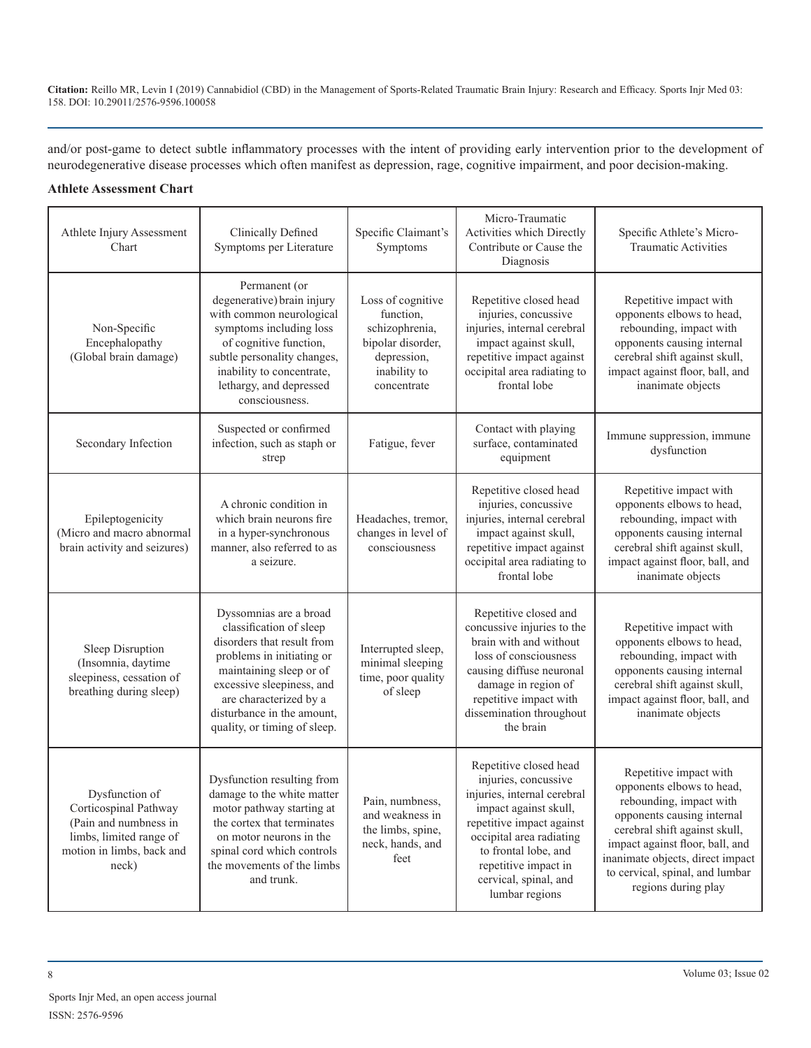and/or post-game to detect subtle inflammatory processes with the intent of providing early intervention prior to the development of neurodegenerative disease processes which often manifest as depression, rage, cognitive impairment, and poor decision-making.

**Athlete Assessment Chart**

| Athlete Injury Assessment Chart | Clinically Defined Symptoms per Literature | Specific Claimant's Symptoms | Micro-Traumatic Activities which Directly Contribute or Cause the Diagnosis | Specific Athlete's Micro-Traumatic Activities |
|---|---|---|---|---|
| Non-Specific Encephalopathy (Global brain damage) | Permanent (or degenerative) brain injury with common neurological symptoms including loss of cognitive function, subtle personality changes, inability to concentrate, lethargy, and depressed consciousness. | Loss of cognitive function, schizophrenia, bipolar disorder, depression, inability to concentrate | Repetitive closed head injuries, concussive injuries, internal cerebral impact against skull, repetitive impact against occipital area radiating to frontal lobe | Repetitive impact with opponents elbows to head, rebounding, impact with opponents causing internal cerebral shift against skull, impact against floor, ball, and inanimate objects |
| Secondary Infection | Suspected or confirmed infection, such as staph or strep | Fatigue, fever | Contact with playing surface, contaminated equipment | Immune suppression, immune dysfunction |
| Epileptogenicity (Micro and macro abnormal brain activity and seizures) | A chronic condition in which brain neurons fire in a hyper-synchronous manner, also referred to as a seizure. | Headaches, tremor, changes in level of consciousness | Repetitive closed head injuries, concussive injuries, internal cerebral impact against skull, repetitive impact against occipital area radiating to frontal lobe | Repetitive impact with opponents elbows to head, rebounding, impact with opponents causing internal cerebral shift against skull, impact against floor, ball, and inanimate objects |
| Sleep Disruption (Insomnia, daytime sleepiness, cessation of breathing during sleep) | Dyssomnias are a broad classification of sleep disorders that result from problems in initiating or maintaining sleep or of excessive sleepiness, and are characterized by a disturbance in the amount, quality, or timing of sleep. | Interrupted sleep, minimal sleeping time, poor quality of sleep | Repetitive closed and concussive injuries to the brain with and without loss of consciousness causing diffuse neuronal damage in region of repetitive impact with dissemination throughout the brain | Repetitive impact with opponents elbows to head, rebounding, impact with opponents causing internal cerebral shift against skull, impact against floor, ball, and inanimate objects |
| Dysfunction of Corticospinal Pathway (Pain and numbness in limbs, limited range of motion in limbs, back and neck) | Dysfunction resulting from damage to the white matter motor pathway starting at the cortex that terminates on motor neurons in the spinal cord which controls the movements of the limbs and trunk. | Pain, numbness, and weakness in the limbs, spine, neck, hands, and feet | Repetitive closed head injuries, concussive injuries, internal cerebral impact against skull, repetitive impact against occipital area radiating to frontal lobe, and repetitive impact in cervical, spinal, and lumbar regions | Repetitive impact with opponents elbows to head, rebounding, impact with opponents causing internal cerebral shift against skull, impact against floor, ball, and inanimate objects, direct impact to cervical, spinal, and lumbar regions during play |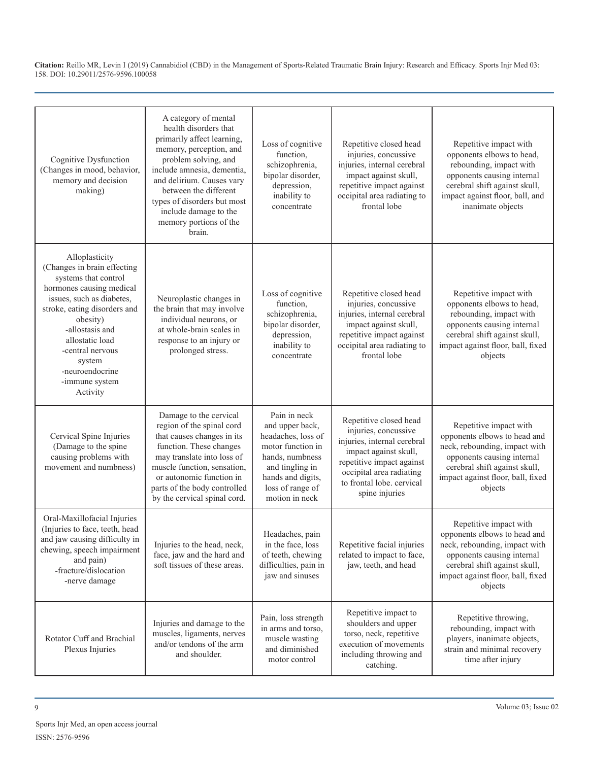| | | | | |
|---|---|---|---|---|
| Cognitive Dysfunction (Changes in mood, behavior, memory and decision making) | A category of mental health disorders that primarily affect learning, memory, perception, and problem solving, and include amnesia, dementia, and delirium. Causes vary between the different types of disorders but most include damage to the memory portions of the brain. | Loss of cognitive function, schizophrenia, bipolar disorder, depression, inability to concentrate | Repetitive closed head injuries, concussive injuries, internal cerebral impact against skull, repetitive impact against occipital area radiating to frontal lobe | Repetitive impact with opponents elbows to head, rebounding, impact with opponents causing internal cerebral shift against skull, impact against floor, ball, and inanimate objects |
| Alloplasticity (Changes in brain effecting systems that control hormones causing medical issues, such as diabetes, stroke, eating disorders and obesity) -allostasis and allostatic load -central nervous system -neuroendocrine -immune system Activity | Neuroplastic changes in the brain that may involve individual neurons, or at whole-brain scales in response to an injury or prolonged stress. | Loss of cognitive function, schizophrenia, bipolar disorder, depression, inability to concentrate | Repetitive closed head injuries, concussive injuries, internal cerebral impact against skull, repetitive impact against occipital area radiating to frontal lobe | Repetitive impact with opponents elbows to head, rebounding, impact with opponents causing internal cerebral shift against skull, impact against floor, ball, fixed objects |
| Cervical Spine Injuries (Damage to the spine causing problems with movement and numbness) | Damage to the cervical region of the spinal cord that causes changes in its function. These changes may translate into loss of muscle function, sensation, or autonomic function in parts of the body controlled by the cervical spinal cord. | Pain in neck and upper back, headaches, loss of motor function in hands, numbness and tingling in hands and digits, loss of range of motion in neck | Repetitive closed head injuries, concussive injuries, internal cerebral impact against skull, repetitive impact against occipital area radiating to frontal lobe. cervical spine injuries | Repetitive impact with opponents elbows to head and neck, rebounding, impact with opponents causing internal cerebral shift against skull, impact against floor, ball, fixed objects |
| Oral-Maxillofacial Injuries (Injuries to face, teeth, head and jaw causing difficulty in chewing, speech impairment and pain) -fracture/dislocation -nerve damage | Injuries to the head, neck, face, jaw and the hard and soft tissues of these areas. | Headaches, pain in the face, loss of teeth, chewing difficulties, pain in jaw and sinuses | Repetitive facial injuries related to impact to face, jaw, teeth, and head | Repetitive impact with opponents elbows to head and neck, rebounding, impact with opponents causing internal cerebral shift against skull, impact against floor, ball, fixed objects |
| Rotator Cuff and Brachial Plexus Injuries | Injuries and damage to the muscles, ligaments, nerves and/or tendons of the arm and shoulder. | Pain, loss strength in arms and torso, muscle wasting and diminished motor control | Repetitive impact to shoulders and upper torso, neck, repetitive execution of movements including throwing and catching. | Repetitive throwing, rebounding, impact with players, inanimate objects, strain and minimal recovery time after injury |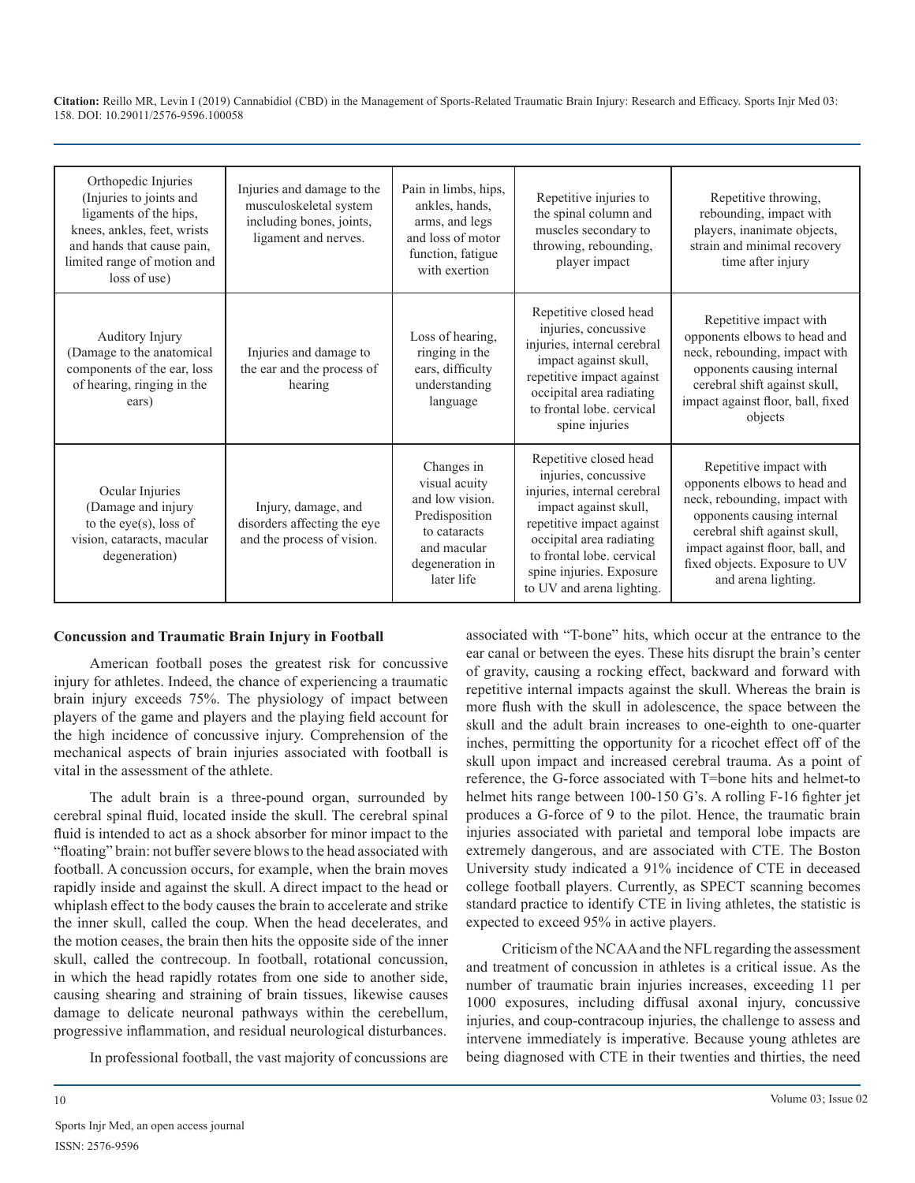| Orthopedic Injuries (Injuries to joints and ligaments of the hips, knees, ankles, feet, wrists and hands that cause pain, limited range of motion and loss of use) | Injuries and damage to the musculoskeletal system including bones, joints, ligament and nerves. | Pain in limbs, hips, ankles, hands, arms, and legs and loss of motor function, fatigue with exertion | Repetitive injuries to the spinal column and muscles secondary to throwing, rebounding, player impact | Repetitive throwing, rebounding, impact with players, inanimate objects, strain and minimal recovery time after injury |
|---|---|---|---|---|
| Auditory Injury (Damage to the anatomical components of the ear, loss of hearing, ringing in the ears) | Injuries and damage to the ear and the process of hearing | Loss of hearing, ringing in the ears, difficulty understanding language | Repetitive closed head injuries, concussive injuries, internal cerebral impact against skull, repetitive impact against occipital area radiating to frontal lobe. cervical spine injuries | Repetitive impact with opponents elbows to head and neck, rebounding, impact with opponents causing internal cerebral shift against skull, impact against floor, ball, fixed objects |
| Ocular Injuries (Damage and injury to the eye(s), loss of vision, cataracts, macular degeneration) | Injury, damage, and disorders affecting the eye and the process of vision. | Changes in visual acuity and low vision. Predisposition to cataracts and macular degeneration in later life | Repetitive closed head injuries, concussive injuries, internal cerebral impact against skull, repetitive impact against occipital area radiating to frontal lobe. cervical spine injuries. Exposure to UV and arena lighting. | Repetitive impact with opponents elbows to head and neck, rebounding, impact with opponents causing internal cerebral shift against skull, impact against floor, ball, and fixed objects. Exposure to UV and arena lighting. |

**Concussion and Traumatic Brain Injury in Football**

American football poses the greatest risk for concussive injury for athletes. Indeed, the chance of experiencing a traumatic brain injury exceeds 75%. The physiology of impact between players of the game and players and the playing field account for the high incidence of concussive injury. Comprehension of the mechanical aspects of brain injuries associated with football is vital in the assessment of the athlete.

The adult brain is a three-pound organ, surrounded by cerebral spinal fluid, located inside the skull. The cerebral spinal fluid is intended to act as a shock absorber for minor impact to the "floating" brain: not buffer severe blows to the head associated with football. A concussion occurs, for example, when the brain moves rapidly inside and against the skull. A direct impact to the head or whiplash effect to the body causes the brain to accelerate and strike the inner skull, called the coup. When the head decelerates, and the motion ceases, the brain then hits the opposite side of the inner skull, called the contrecoup. In football, rotational concussion, in which the head rapidly rotates from one side to another side, causing shearing and straining of brain tissues, likewise causes damage to delicate neuronal pathways within the cerebellum, progressive inflammation, and residual neurological disturbances.

In professional football, the vast majority of concussions are associated with "T-bone" hits, which occur at the entrance to the ear canal or between the eyes. These hits disrupt the brain's center of gravity, causing a rocking effect, backward and forward with repetitive internal impacts against the skull. Whereas the brain is more flush with the skull in adolescence, the space between the skull and the adult brain increases to one-eighth to one-quarter inches, permitting the opportunity for a ricochet effect off of the skull upon impact and increased cerebral trauma. As a point of reference, the G-force associated with T=bone hits and helmet-to helmet hits range between 100-150 G's. A rolling F-16 fighter jet produces a G-force of 9 to the pilot. Hence, the traumatic brain injuries associated with parietal and temporal lobe impacts are extremely dangerous, and are associated with CTE. The Boston University study indicated a 91% incidence of CTE in deceased college football players. Currently, as SPECT scanning becomes standard practice to identify CTE in living athletes, the statistic is expected to exceed 95% in active players.

Criticism of the NCAA and the NFL regarding the assessment and treatment of concussion in athletes is a critical issue. As the number of traumatic brain injuries increases, exceeding 11 per 1000 exposures, including diffusal axonal injury, concussive injuries, and coup-contracoup injuries, the challenge to assess and intervene immediately is imperative. Because young athletes are being diagnosed with CTE in their twenties and thirties, the need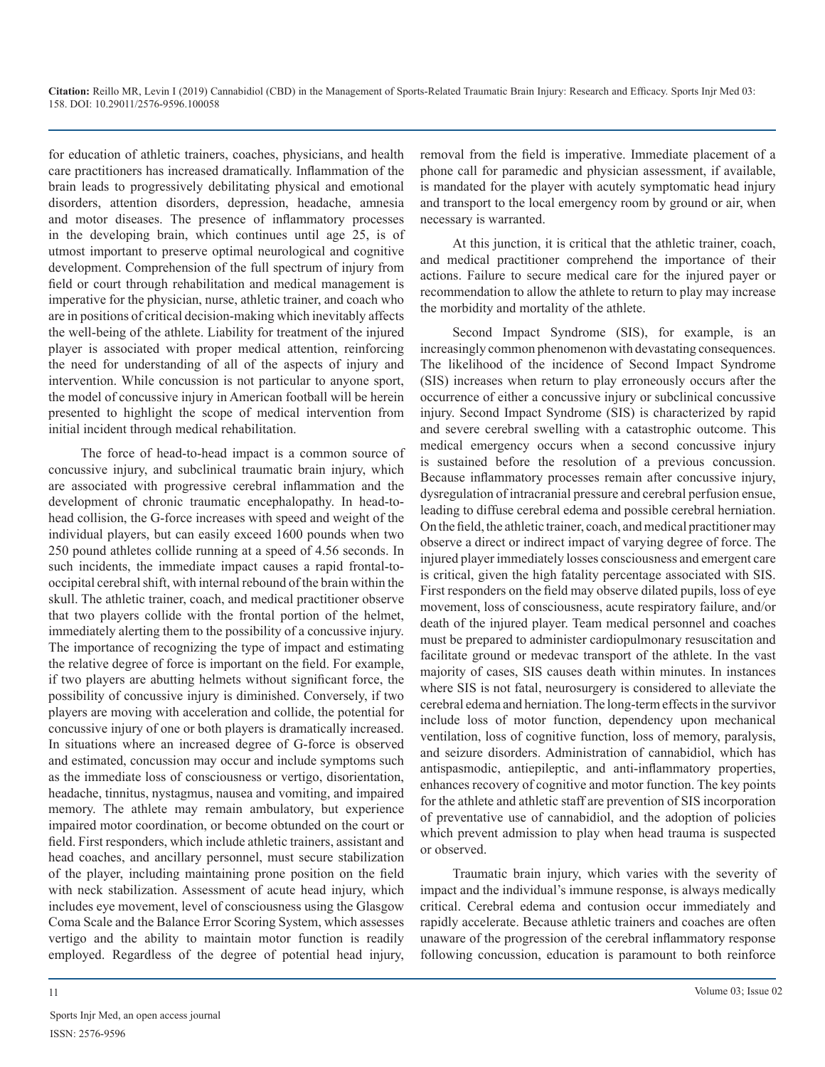for education of athletic trainers, coaches, physicians, and health care practitioners has increased dramatically. Inflammation of the brain leads to progressively debilitating physical and emotional disorders, attention disorders, depression, headache, amnesia and motor diseases. The presence of inflammatory processes in the developing brain, which continues until age 25, is of utmost important to preserve optimal neurological and cognitive development. Comprehension of the full spectrum of injury from field or court through rehabilitation and medical management is imperative for the physician, nurse, athletic trainer, and coach who are in positions of critical decision-making which inevitably affects the well-being of the athlete. Liability for treatment of the injured player is associated with proper medical attention, reinforcing the need for understanding of all of the aspects of injury and intervention. While concussion is not particular to anyone sport, the model of concussive injury in American football will be herein presented to highlight the scope of medical intervention from initial incident through medical rehabilitation.

The force of head-to-head impact is a common source of concussive injury, and subclinical traumatic brain injury, which are associated with progressive cerebral inflammation and the development of chronic traumatic encephalopathy. In head-to-head collision, the G-force increases with speed and weight of the individual players, but can easily exceed 1600 pounds when two 250 pound athletes collide running at a speed of 4.56 seconds. In such incidents, the immediate impact causes a rapid frontal-to-occipital cerebral shift, with internal rebound of the brain within the skull. The athletic trainer, coach, and medical practitioner observe that two players collide with the frontal portion of the helmet, immediately alerting them to the possibility of a concussive injury. The importance of recognizing the type of impact and estimating the relative degree of force is important on the field. For example, if two players are abutting helmets without significant force, the possibility of concussive injury is diminished. Conversely, if two players are moving with acceleration and collide, the potential for concussive injury of one or both players is dramatically increased. In situations where an increased degree of G-force is observed and estimated, concussion may occur and include symptoms such as the immediate loss of consciousness or vertigo, disorientation, headache, tinnitus, nystagmus, nausea and vomiting, and impaired memory. The athlete may remain ambulatory, but experience impaired motor coordination, or become obtunded on the court or field. First responders, which include athletic trainers, assistant and head coaches, and ancillary personnel, must secure stabilization of the player, including maintaining prone position on the field with neck stabilization. Assessment of acute head injury, which includes eye movement, level of consciousness using the Glasgow Coma Scale and the Balance Error Scoring System, which assesses vertigo and the ability to maintain motor function is readily employed. Regardless of the degree of potential head injury, removal from the field is imperative. Immediate placement of a phone call for paramedic and physician assessment, if available, is mandated for the player with acutely symptomatic head injury and transport to the local emergency room by ground or air, when necessary is warranted.

At this junction, it is critical that the athletic trainer, coach, and medical practitioner comprehend the importance of their actions. Failure to secure medical care for the injured payer or recommendation to allow the athlete to return to play may increase the morbidity and mortality of the athlete.

Second Impact Syndrome (SIS), for example, is an increasingly common phenomenon with devastating consequences. The likelihood of the incidence of Second Impact Syndrome (SIS) increases when return to play erroneously occurs after the occurrence of either a concussive injury or subclinical concussive injury. Second Impact Syndrome (SIS) is characterized by rapid and severe cerebral swelling with a catastrophic outcome. This medical emergency occurs when a second concussive injury is sustained before the resolution of a previous concussion. Because inflammatory processes remain after concussive injury, dysregulation of intracranial pressure and cerebral perfusion ensue, leading to diffuse cerebral edema and possible cerebral herniation. On the field, the athletic trainer, coach, and medical practitioner may observe a direct or indirect impact of varying degree of force. The injured player immediately losses consciousness and emergent care is critical, given the high fatality percentage associated with SIS. First responders on the field may observe dilated pupils, loss of eye movement, loss of consciousness, acute respiratory failure, and/or death of the injured player. Team medical personnel and coaches must be prepared to administer cardiopulmonary resuscitation and facilitate ground or medevac transport of the athlete. In the vast majority of cases, SIS causes death within minutes. In instances where SIS is not fatal, neurosurgery is considered to alleviate the cerebral edema and herniation. The long-term effects in the survivor include loss of motor function, dependency upon mechanical ventilation, loss of cognitive function, loss of memory, paralysis, and seizure disorders. Administration of cannabidiol, which has antispasmodic, antiepileptic, and anti-inflammatory properties, enhances recovery of cognitive and motor function. The key points for the athlete and athletic staff are prevention of SIS incorporation of preventative use of cannabidiol, and the adoption of policies which prevent admission to play when head trauma is suspected or observed.

Traumatic brain injury, which varies with the severity of impact and the individual's immune response, is always medically critical. Cerebral edema and contusion occur immediately and rapidly accelerate. Because athletic trainers and coaches are often unaware of the progression of the cerebral inflammatory response following concussion, education is paramount to both reinforce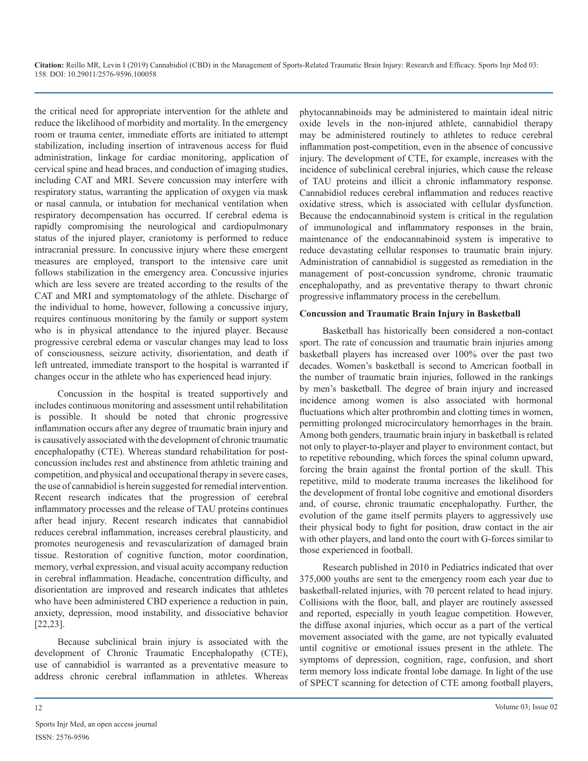the critical need for appropriate intervention for the athlete and reduce the likelihood of morbidity and mortality. In the emergency room or trauma center, immediate efforts are initiated to attempt stabilization, including insertion of intravenous access for fluid administration, linkage for cardiac monitoring, application of cervical spine and head braces, and conduction of imaging studies, including CAT and MRI. Severe concussion may interfere with respiratory status, warranting the application of oxygen via mask or nasal cannula, or intubation for mechanical ventilation when respiratory decompensation has occurred. If cerebral edema is rapidly compromising the neurological and cardiopulmonary status of the injured player, craniotomy is performed to reduce intracranial pressure. In concussive injury where these emergent measures are employed, transport to the intensive care unit follows stabilization in the emergency area. Concussive injuries which are less severe are treated according to the results of the CAT and MRI and symptomatology of the athlete. Discharge of the individual to home, however, following a concussive injury, requires continuous monitoring by the family or support system who is in physical attendance to the injured player. Because progressive cerebral edema or vascular changes may lead to loss of consciousness, seizure activity, disorientation, and death if left untreated, immediate transport to the hospital is warranted if changes occur in the athlete who has experienced head injury.

Concussion in the hospital is treated supportively and includes continuous monitoring and assessment until rehabilitation is possible. It should be noted that chronic progressive inflammation occurs after any degree of traumatic brain injury and is causatively associated with the development of chronic traumatic encephalopathy (CTE). Whereas standard rehabilitation for post-concussion includes rest and abstinence from athletic training and competition, and physical and occupational therapy in severe cases, the use of cannabidiol is herein suggested for remedial intervention. Recent research indicates that the progression of cerebral inflammatory processes and the release of TAU proteins continues after head injury. Recent research indicates that cannabidiol reduces cerebral inflammation, increases cerebral plausticity, and promotes neurogenesis and revascularization of damaged brain tissue. Restoration of cognitive function, motor coordination, memory, verbal expression, and visual acuity accompany reduction in cerebral inflammation. Headache, concentration difficulty, and disorientation are improved and research indicates that athletes who have been administered CBD experience a reduction in pain, anxiety, depression, mood instability, and dissociative behavior [22,23].

Because subclinical brain injury is associated with the development of Chronic Traumatic Encephalopathy (CTE), use of cannabidiol is warranted as a preventative measure to address chronic cerebral inflammation in athletes. Whereas phytocannabinoids may be administered to maintain ideal nitric oxide levels in the non-injured athlete, cannabidiol therapy may be administered routinely to athletes to reduce cerebral inflammation post-competition, even in the absence of concussive injury. The development of CTE, for example, increases with the incidence of subclinical cerebral injuries, which cause the release of TAU proteins and illicit a chronic inflammatory response. Cannabidiol reduces cerebral inflammation and reduces reactive oxidative stress, which is associated with cellular dysfunction. Because the endocannabinoid system is critical in the regulation of immunological and inflammatory responses in the brain, maintenance of the endocannabinoid system is imperative to reduce devastating cellular responses to traumatic brain injury. Administration of cannabidiol is suggested as remediation in the management of post-concussion syndrome, chronic traumatic encephalopathy, and as preventative therapy to thwart chronic progressive inflammatory process in the cerebellum.

**Concussion and Traumatic Brain Injury in Basketball**

Basketball has historically been considered a non-contact sport. The rate of concussion and traumatic brain injuries among basketball players has increased over 100% over the past two decades. Women's basketball is second to American football in the number of traumatic brain injuries, followed in the rankings by men's basketball. The degree of brain injury and increased incidence among women is also associated with hormonal fluctuations which alter prothrombin and clotting times in women, permitting prolonged microcirculatory hemorrhages in the brain. Among both genders, traumatic brain injury in basketball is related not only to player-to-player and player to environment contact, but to repetitive rebounding, which forces the spinal column upward, forcing the brain against the frontal portion of the skull. This repetitive, mild to moderate trauma increases the likelihood for the development of frontal lobe cognitive and emotional disorders and, of course, chronic traumatic encephalopathy. Further, the evolution of the game itself permits players to aggressively use their physical body to fight for position, draw contact in the air with other players, and land onto the court with G-forces similar to those experienced in football.

Research published in 2010 in Pediatrics indicated that over 375,000 youths are sent to the emergency room each year due to basketball-related injuries, with 70 percent related to head injury. Collisions with the floor, ball, and player are routinely assessed and reported, especially in youth league competition. However, the diffuse axonal injuries, which occur as a part of the vertical movement associated with the game, are not typically evaluated until cognitive or emotional issues present in the athlete. The symptoms of depression, cognition, rage, confusion, and short term memory loss indicate frontal lobe damage. In light of the use of SPECT scanning for detection of CTE among football players,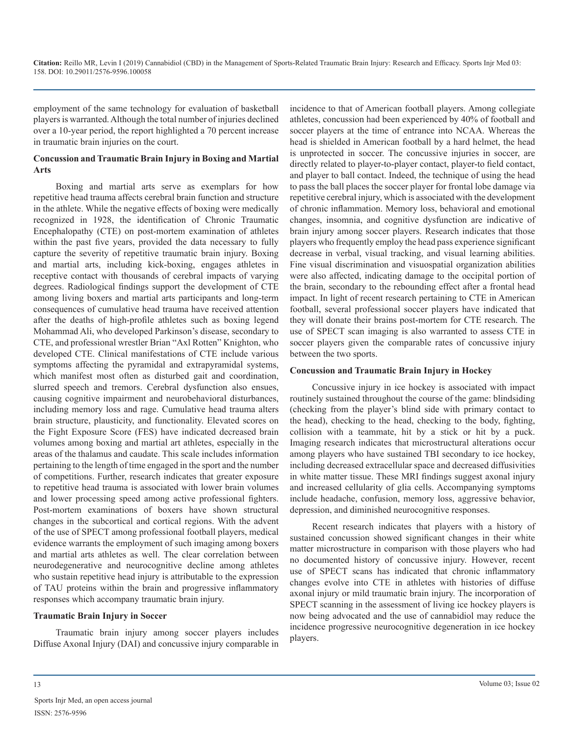employment of the same technology for evaluation of basketball players is warranted. Although the total number of injuries declined over a 10-year period, the report highlighted a 70 percent increase in traumatic brain injuries on the court.

### Concussion and Traumatic Brain Injury in Boxing and Martial Arts

Boxing and martial arts serve as exemplars for how repetitive head trauma affects cerebral brain function and structure in the athlete. While the negative effects of boxing were medically recognized in 1928, the identification of Chronic Traumatic Encephalopathy (CTE) on post-mortem examination of athletes within the past five years, provided the data necessary to fully capture the severity of repetitive traumatic brain injury. Boxing and martial arts, including kick-boxing, engages athletes in receptive contact with thousands of cerebral impacts of varying degrees. Radiological findings support the development of CTE among living boxers and martial arts participants and long-term consequences of cumulative head trauma have received attention after the deaths of high-profile athletes such as boxing legend Mohammad Ali, who developed Parkinson's disease, secondary to CTE, and professional wrestler Brian "Axl Rotten" Knighton, who developed CTE. Clinical manifestations of CTE include various symptoms affecting the pyramidal and extrapyramidal systems, which manifest most often as disturbed gait and coordination, slurred speech and tremors. Cerebral dysfunction also ensues, causing cognitive impairment and neurobehavioral disturbances, including memory loss and rage. Cumulative head trauma alters brain structure, plausticity, and functionality. Elevated scores on the Fight Exposure Score (FES) have indicated decreased brain volumes among boxing and martial art athletes, especially in the areas of the thalamus and caudate. This scale includes information pertaining to the length of time engaged in the sport and the number of competitions. Further, research indicates that greater exposure to repetitive head trauma is associated with lower brain volumes and lower processing speed among active professional fighters. Post-mortem examinations of boxers have shown structural changes in the subcortical and cortical regions. With the advent of the use of SPECT among professional football players, medical evidence warrants the employment of such imaging among boxers and martial arts athletes as well. The clear correlation between neurodegenerative and neurocognitive decline among athletes who sustain repetitive head injury is attributable to the expression of TAU proteins within the brain and progressive inflammatory responses which accompany traumatic brain injury.

### Traumatic Brain Injury in Soccer

Traumatic brain injury among soccer players includes Diffuse Axonal Injury (DAI) and concussive injury comparable in incidence to that of American football players. Among collegiate athletes, concussion had been experienced by 40% of football and soccer players at the time of entrance into NCAA. Whereas the head is shielded in American football by a hard helmet, the head is unprotected in soccer. The concussive injuries in soccer, are directly related to player-to-player contact, player-to field contact, and player to ball contact. Indeed, the technique of using the head to pass the ball places the soccer player for frontal lobe damage via repetitive cerebral injury, which is associated with the development of chronic inflammation. Memory loss, behavioral and emotional changes, insomnia, and cognitive dysfunction are indicative of brain injury among soccer players. Research indicates that those players who frequently employ the head pass experience significant decrease in verbal, visual tracking, and visual learning abilities. Fine visual discrimination and visuospatial organization abilities were also affected, indicating damage to the occipital portion of the brain, secondary to the rebounding effect after a frontal head impact. In light of recent research pertaining to CTE in American football, several professional soccer players have indicated that they will donate their brains post-mortem for CTE research. The use of SPECT scan imaging is also warranted to assess CTE in soccer players given the comparable rates of concussive injury between the two sports.

### Concussion and Traumatic Brain Injury in Hockey

Concussive injury in ice hockey is associated with impact routinely sustained throughout the course of the game: blindsiding (checking from the player's blind side with primary contact to the head), checking to the head, checking to the body, fighting, collision with a teammate, hit by a stick or hit by a puck. Imaging research indicates that microstructural alterations occur among players who have sustained TBI secondary to ice hockey, including decreased extracellular space and decreased diffusivities in white matter tissue. These MRI findings suggest axonal injury and increased cellularity of glia cells. Accompanying symptoms include headache, confusion, memory loss, aggressive behavior, depression, and diminished neurocognitive responses.

Recent research indicates that players with a history of sustained concussion showed significant changes in their white matter microstructure in comparison with those players who had no documented history of concussive injury. However, recent use of SPECT scans has indicated that chronic inflammatory changes evolve into CTE in athletes with histories of diffuse axonal injury or mild traumatic brain injury. The incorporation of SPECT scanning in the assessment of living ice hockey players is now being advocated and the use of cannabidiol may reduce the incidence progressive neurocognitive degeneration in ice hockey players.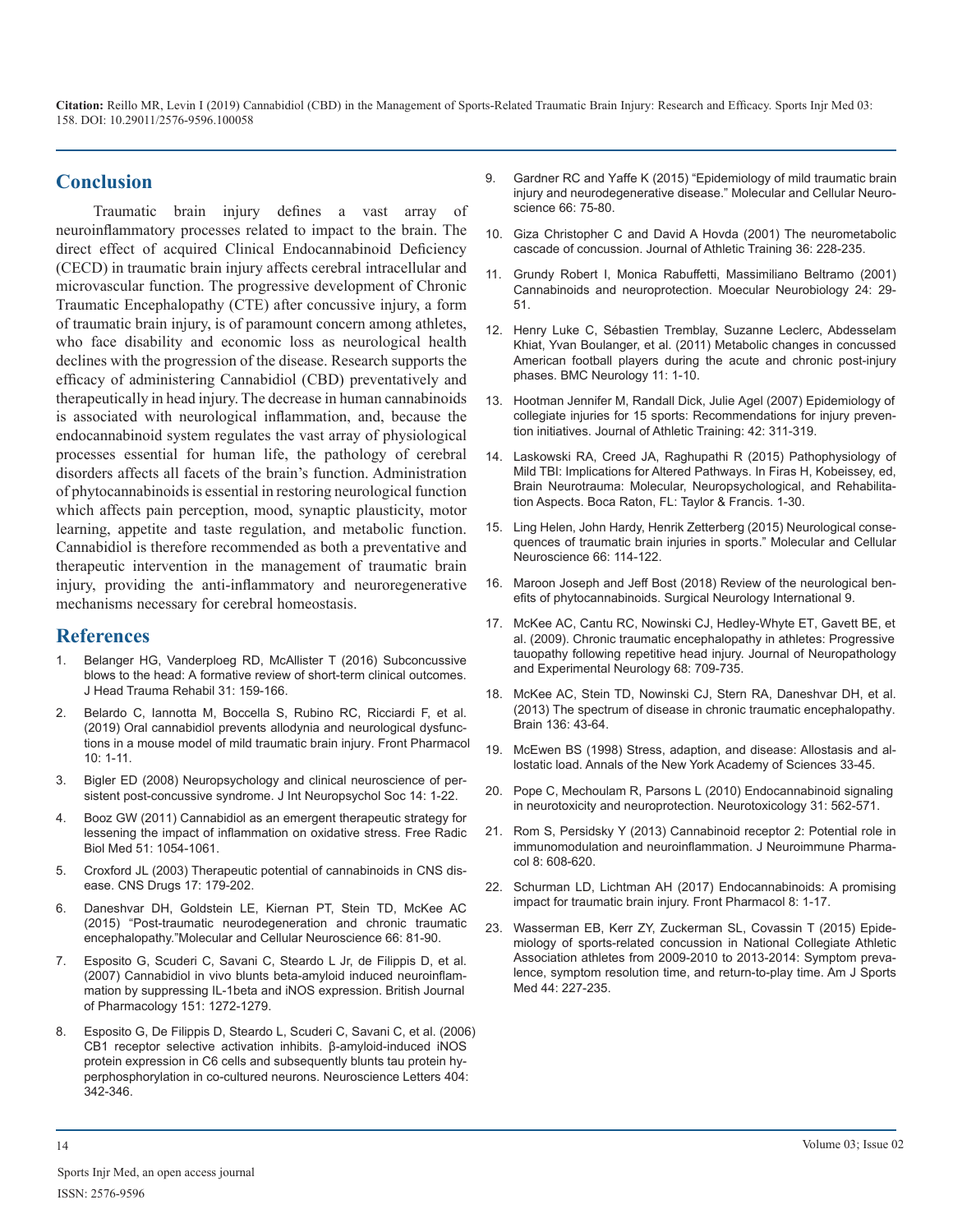## Conclusion

Traumatic brain injury defines a vast array of neuroinflammatory processes related to impact to the brain. The direct effect of acquired Clinical Endocannabinoid Deficiency (CECD) in traumatic brain injury affects cerebral intracellular and microvascular function. The progressive development of Chronic Traumatic Encephalopathy (CTE) after concussive injury, a form of traumatic brain injury, is of paramount concern among athletes, who face disability and economic loss as neurological health declines with the progression of the disease. Research supports the efficacy of administering Cannabidiol (CBD) preventatively and therapeutically in head injury. The decrease in human cannabinoids is associated with neurological inflammation, and, because the endocannabinoid system regulates the vast array of physiological processes essential for human life, the pathology of cerebral disorders affects all facets of the brain's function. Administration of phytocannabinoids is essential in restoring neurological function which affects pain perception, mood, synaptic plausticity, motor learning, appetite and taste regulation, and metabolic function. Cannabidiol is therefore recommended as both a preventative and therapeutic intervention in the management of traumatic brain injury, providing the anti-inflammatory and neuroregenerative mechanisms necessary for cerebral homeostasis.

## References

1. Belanger HG, Vanderploeg RD, McAllister T (2016) Subconcussive blows to the head: A formative review of short-term clinical outcomes. J Head Trauma Rehabil 31: 159-166.
2. Belardo C, Iannotta M, Boccella S, Rubino RC, Ricciardi F, et al. (2019) Oral cannabidiol prevents allodynia and neurological dysfunctions in a mouse model of mild traumatic brain injury. Front Pharmacol 10: 1-11.
3. Bigler ED (2008) Neuropsychology and clinical neuroscience of persistent post-concussive syndrome. J Int Neuropsychol Soc 14: 1-22.
4. Booz GW (2011) Cannabidiol as an emergent therapeutic strategy for lessening the impact of inflammation on oxidative stress. Free Radic Biol Med 51: 1054-1061.
5. Croxford JL (2003) Therapeutic potential of cannabinoids in CNS disease. CNS Drugs 17: 179-202.
6. Daneshvar DH, Goldstein LE, Kiernan PT, Stein TD, McKee AC (2015) "Post-traumatic neurodegeneration and chronic traumatic encephalopathy."Molecular and Cellular Neuroscience 66: 81-90.
7. Esposito G, Scuderi C, Savani C, Steardo L Jr, de Filippis D, et al. (2007) Cannabidiol in vivo blunts beta-amyloid induced neuroinflammation by suppressing IL-1beta and iNOS expression. British Journal of Pharmacology 151: 1272-1279.
8. Esposito G, De Filippis D, Steardo L, Scuderi C, Savani C, et al. (2006) CB1 receptor selective activation inhibits. β-amyloid-induced iNOS protein expression in C6 cells and subsequently blunts tau protein hyperphosphorylation in co-cultured neurons. Neuroscience Letters 404: 342-346.
9. Gardner RC and Yaffe K (2015) "Epidemiology of mild traumatic brain injury and neurodegenerative disease." Molecular and Cellular Neuroscience 66: 75-80.
10. Giza Christopher C and David A Hovda (2001) The neurometabolic cascade of concussion. Journal of Athletic Training 36: 228-235.
11. Grundy Robert I, Monica Rabuffetti, Massimiliano Beltramo (2001) Cannabinoids and neuroprotection. Moecular Neurobiology 24: 29-51.
12. Henry Luke C, Sébastien Tremblay, Suzanne Leclerc, Abdesselam Khiat, Yvan Boulanger, et al. (2011) Metabolic changes in concussed American football players during the acute and chronic post-injury phases. BMC Neurology 11: 1-10.
13. Hootman Jennifer M, Randall Dick, Julie Agel (2007) Epidemiology of collegiate injuries for 15 sports: Recommendations for injury prevention initiatives. Journal of Athletic Training: 42: 311-319.
14. Laskowski RA, Creed JA, Raghupathi R (2015) Pathophysiology of Mild TBI: Implications for Altered Pathways. In Firas H, Kobeissey, ed, Brain Neurotrauma: Molecular, Neuropsychological, and Rehabilitation Aspects. Boca Raton, FL: Taylor & Francis. 1-30.
15. Ling Helen, John Hardy, Henrik Zetterberg (2015) Neurological consequences of traumatic brain injuries in sports." Molecular and Cellular Neuroscience 66: 114-122.
16. Maroon Joseph and Jeff Bost (2018) Review of the neurological benefits of phytocannabinoids. Surgical Neurology International 9.
17. McKee AC, Cantu RC, Nowinski CJ, Hedley-Whyte ET, Gavett BE, et al. (2009). Chronic traumatic encephalopathy in athletes: Progressive tauopathy following repetitive head injury. Journal of Neuropathology and Experimental Neurology 68: 709-735.
18. McKee AC, Stein TD, Nowinski CJ, Stern RA, Daneshvar DH, et al. (2013) The spectrum of disease in chronic traumatic encephalopathy. Brain 136: 43-64.
19. McEwen BS (1998) Stress, adaption, and disease: Allostasis and allostatic load. Annals of the New York Academy of Sciences 33-45.
20. Pope C, Mechoulam R, Parsons L (2010) Endocannabinoid signaling in neurotoxicity and neuroprotection. Neurotoxicology 31: 562-571.
21. Rom S, Persidsky Y (2013) Cannabinoid receptor 2: Potential role in immunomodulation and neuroinflammation. J Neuroimmune Pharmacol 8: 608-620.
22. Schurman LD, Lichtman AH (2017) Endocannabinoids: A promising impact for traumatic brain injury. Front Pharmacol 8: 1-17.
23. Wasserman EB, Kerr ZY, Zuckerman SL, Covassin T (2015) Epidemiology of sports-related concussion in National Collegiate Athletic Association athletes from 2009-2010 to 2013-2014: Symptom prevalence, symptom resolution time, and return-to-play time. Am J Sports Med 44: 227-235.